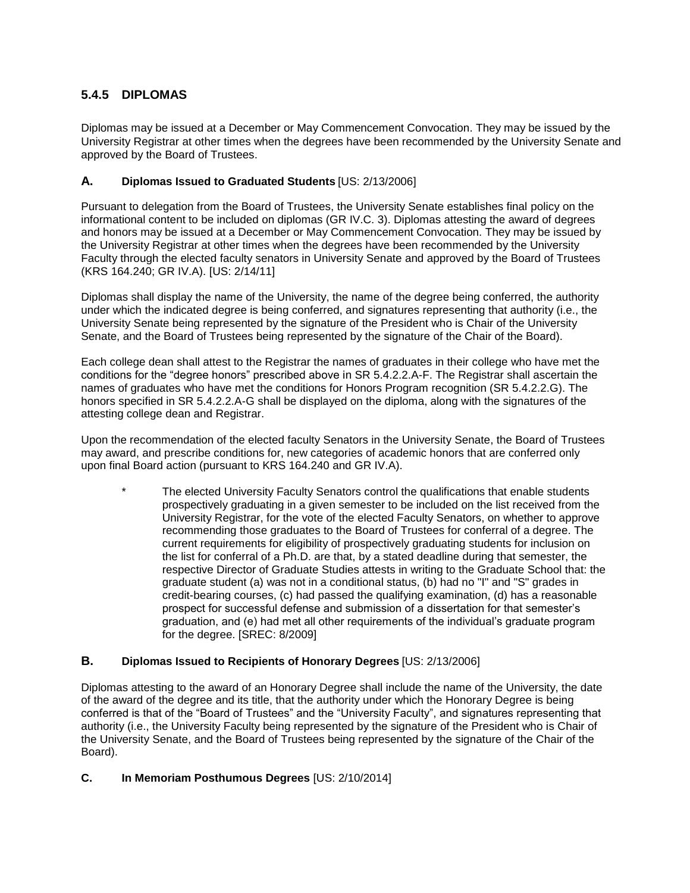## 5.4.5 DIPLOMAS

Diplomas may be issued at a December or May Commencement Convocation. They may be issued by the University Registrar at other times when the degrees have been recommended by the University Senate and approved by the Board of Trustees.

### A. Diplomas Issued to Graduated Students [US: 2/13/2006]

Pursuant to delegation from the Board of Trustees, the University Senate establishes final policy on the informational content to be included on diplomas (GR IV.C. 3). Diplomas attesting the award of degrees and honors may be issued at a December or May Commencement Convocation. They may be issued by the University Registrar at other times when the degrees have been recommended by the University Faculty through the elected faculty senators in University Senate and approved by the Board of Trustees (KRS 164.240; GR IV.A). [US: 2/14/11]

Diplomas shall display the name of the University, the name of the degree being conferred, the authority under which the indicated degree is being conferred, and signatures representing that authority (i.e., the University Senate being represented by the signature of the President who is Chair of the University Senate, and the Board of Trustees being represented by the signature of the Chair of the Board).

Each college dean shall attest to the Registrar the names of graduates in their college who have met the conditions for the "degree honors" prescribed above in SR 5.4.2.2.A-F. The Registrar shall ascertain the names of graduates who have met the conditions for Honors Program recognition (SR 5.4.2.2.G). The honors specified in SR 5.4.2.2.A-G shall be displayed on the diploma, along with the signatures of the attesting college dean and Registrar.

Upon the recommendation of the elected faculty Senators in the University Senate, the Board of Trustees may award, and prescribe conditions for, new categories of academic honors that are conferred only upon final Board action (pursuant to KRS 164.240 and GR IV.A).

> * The elected University Faculty Senators control the qualifications that enable students prospectively graduating in a given semester to be included on the list received from the University Registrar, for the vote of the elected Faculty Senators, on whether to approve recommending those graduates to the Board of Trustees for conferral of a degree. The current requirements for eligibility of prospectively graduating students for inclusion on the list for conferral of a Ph.D. are that, by a stated deadline during that semester, the respective Director of Graduate Studies attests in writing to the Graduate School that: the graduate student (a) was not in a conditional status, (b) had no "I" and "S" grades in credit-bearing courses, (c) had passed the qualifying examination, (d) has a reasonable prospect for successful defense and submission of a dissertation for that semester's graduation, and (e) had met all other requirements of the individual's graduate program for the degree. [SREC: 8/2009]

### B. Diplomas Issued to Recipients of Honorary Degrees [US: 2/13/2006]

Diplomas attesting to the award of an Honorary Degree shall include the name of the University, the date of the award of the degree and its title, that the authority under which the Honorary Degree is being conferred is that of the "Board of Trustees" and the "University Faculty", and signatures representing that authority (i.e., the University Faculty being represented by the signature of the President who is Chair of the University Senate, and the Board of Trustees being represented by the signature of the Chair of the Board).

### C. In Memoriam Posthumous Degrees [US: 2/10/2014]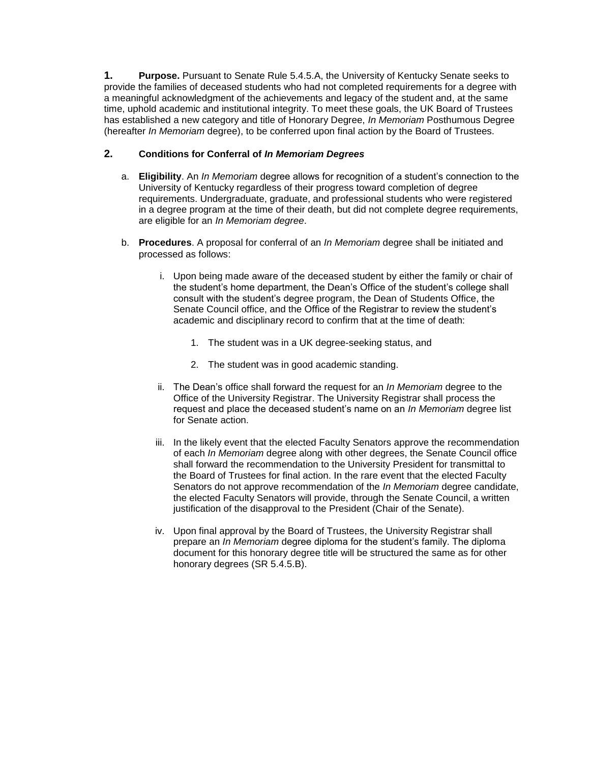**1. Purpose.** Pursuant to Senate Rule 5.4.5.A, the University of Kentucky Senate seeks to provide the families of deceased students who had not completed requirements for a degree with a meaningful acknowledgment of the achievements and legacy of the student and, at the same time, uphold academic and institutional integrity. To meet these goals, the UK Board of Trustees has established a new category and title of Honorary Degree, *In Memoriam* Posthumous Degree (hereafter *In Memoriam* degree), to be conferred upon final action by the Board of Trustees.

**2. Conditions for Conferral of *In Memoriam Degrees***

a. **Eligibility**. An *In Memoriam* degree allows for recognition of a student's connection to the University of Kentucky regardless of their progress toward completion of degree requirements. Undergraduate, graduate, and professional students who were registered in a degree program at the time of their death, but did not complete degree requirements, are eligible for an *In Memoriam degree*.

b. **Procedures**. A proposal for conferral of an *In Memoriam* degree shall be initiated and processed as follows:

   i. Upon being made aware of the deceased student by either the family or chair of the student's home department, the Dean's Office of the student's college shall consult with the student's degree program, the Dean of Students Office, the Senate Council office, and the Office of the Registrar to review the student's academic and disciplinary record to confirm that at the time of death:

      1. The student was in a UK degree-seeking status, and

      2. The student was in good academic standing.

   ii. The Dean's office shall forward the request for an *In Memoriam* degree to the Office of the University Registrar. The University Registrar shall process the request and place the deceased student's name on an *In Memoriam* degree list for Senate action.

   iii. In the likely event that the elected Faculty Senators approve the recommendation of each *In Memoriam* degree along with other degrees, the Senate Council office shall forward the recommendation to the University President for transmittal to the Board of Trustees for final action. In the rare event that the elected Faculty Senators do not approve recommendation of the *In Memoriam* degree candidate, the elected Faculty Senators will provide, through the Senate Council, a written justification of the disapproval to the President (Chair of the Senate).

   iv. Upon final approval by the Board of Trustees, the University Registrar shall prepare an *In Memoriam* degree diploma for the student's family. The diploma document for this honorary degree title will be structured the same as for other honorary degrees (SR 5.4.5.B).